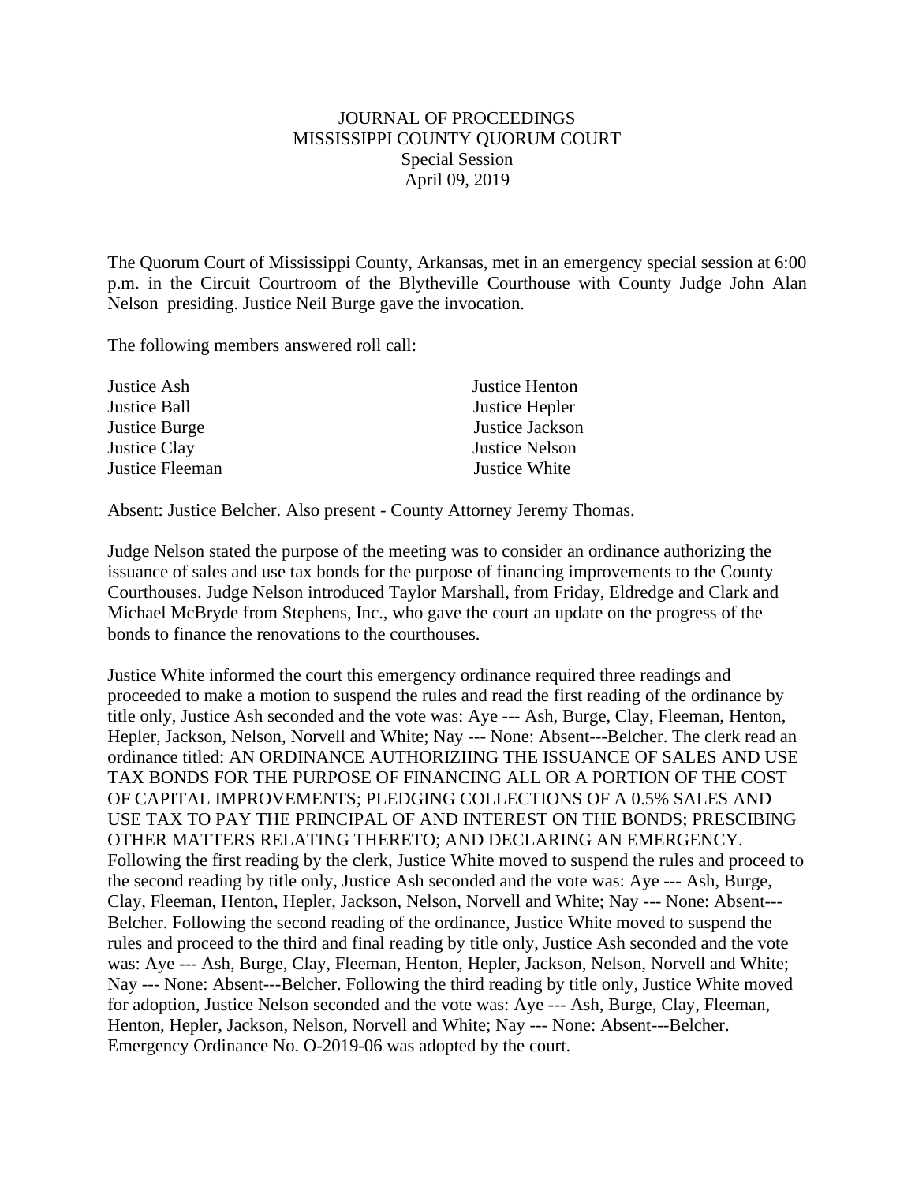JOURNAL OF PROCEEDINGS
MISSISSIPPI COUNTY QUORUM COURT
Special Session
April 09, 2019

The Quorum Court of Mississippi County, Arkansas, met in an emergency special session at 6:00 p.m. in the Circuit Courtroom of the Blytheville Courthouse with County Judge John Alan Nelson presiding. Justice Neil Burge gave the invocation.

The following members answered roll call:

| | |
|---|---|
| Justice Ash | Justice Henton |
| Justice Ball | Justice Hepler |
| Justice Burge | Justice Jackson |
| Justice Clay | Justice Nelson |
| Justice Fleeman | Justice White |

Absent: Justice Belcher. Also present - County Attorney Jeremy Thomas.

Judge Nelson stated the purpose of the meeting was to consider an ordinance authorizing the issuance of sales and use tax bonds for the purpose of financing improvements to the County Courthouses. Judge Nelson introduced Taylor Marshall, from Friday, Eldredge and Clark and Michael McBryde from Stephens, Inc., who gave the court an update on the progress of the bonds to finance the renovations to the courthouses.

Justice White informed the court this emergency ordinance required three readings and proceeded to make a motion to suspend the rules and read the first reading of the ordinance by title only, Justice Ash seconded and the vote was: Aye --- Ash, Burge, Clay, Fleeman, Henton, Hepler, Jackson, Nelson, Norvell and White; Nay --- None: Absent---Belcher. The clerk read an ordinance titled: AN ORDINANCE AUTHORIZIING THE ISSUANCE OF SALES AND USE TAX BONDS FOR THE PURPOSE OF FINANCING ALL OR A PORTION OF THE COST OF CAPITAL IMPROVEMENTS; PLEDGING COLLECTIONS OF A 0.5% SALES AND USE TAX TO PAY THE PRINCIPAL OF AND INTEREST ON THE BONDS; PRESCIBING OTHER MATTERS RELATING THERETO; AND DECLARING AN EMERGENCY. Following the first reading by the clerk, Justice White moved to suspend the rules and proceed to the second reading by title only, Justice Ash seconded and the vote was: Aye --- Ash, Burge, Clay, Fleeman, Henton, Hepler, Jackson, Nelson, Norvell and White; Nay --- None: Absent---Belcher. Following the second reading of the ordinance, Justice White moved to suspend the rules and proceed to the third and final reading by title only, Justice Ash seconded and the vote was: Aye --- Ash, Burge, Clay, Fleeman, Henton, Hepler, Jackson, Nelson, Norvell and White; Nay --- None: Absent---Belcher. Following the third reading by title only, Justice White moved for adoption, Justice Nelson seconded and the vote was: Aye --- Ash, Burge, Clay, Fleeman, Henton, Hepler, Jackson, Nelson, Norvell and White; Nay --- None: Absent---Belcher. Emergency Ordinance No. O-2019-06 was adopted by the court.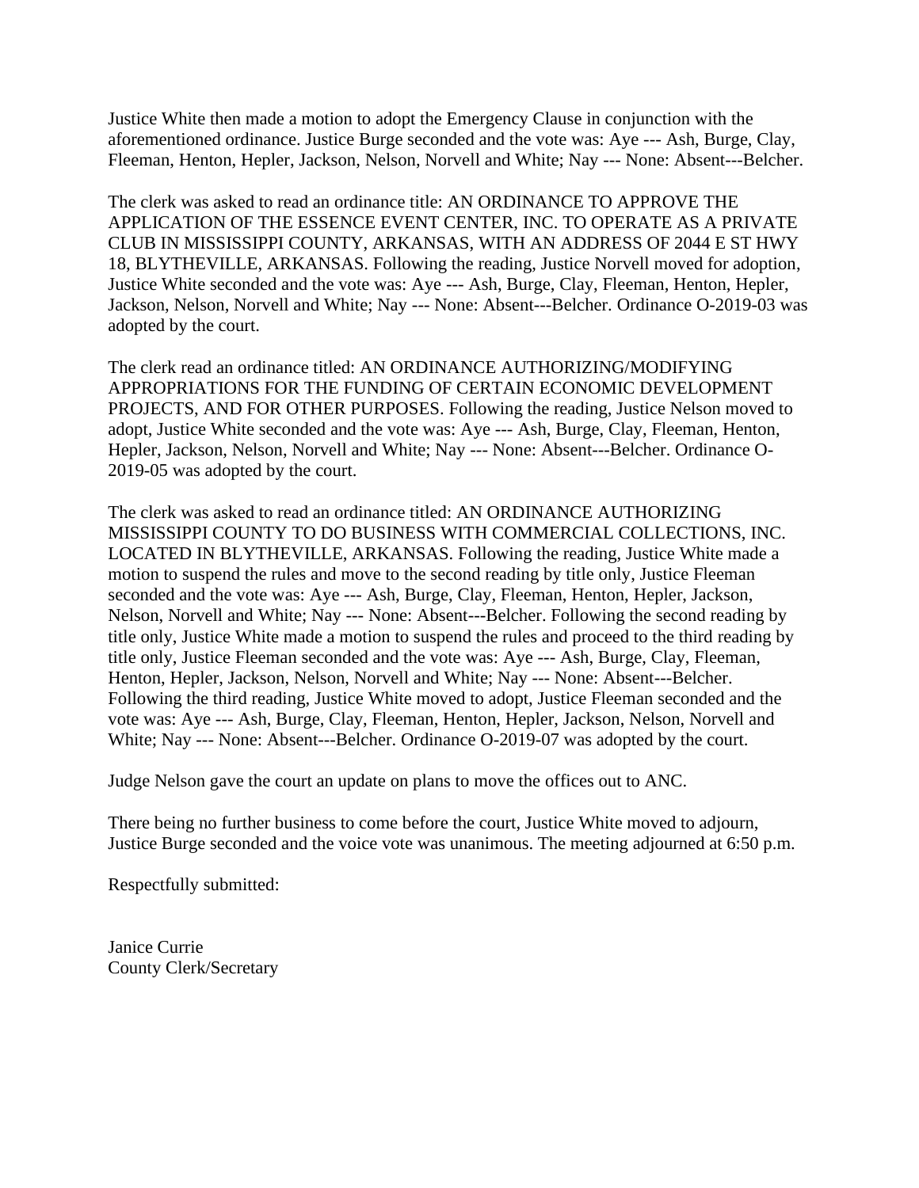Justice White then made a motion to adopt the Emergency Clause in conjunction with the aforementioned ordinance. Justice Burge seconded and the vote was: Aye --- Ash, Burge, Clay, Fleeman, Henton, Hepler, Jackson, Nelson, Norvell and White; Nay --- None: Absent---Belcher.

The clerk was asked to read an ordinance title: AN ORDINANCE TO APPROVE THE APPLICATION OF THE ESSENCE EVENT CENTER, INC. TO OPERATE AS A PRIVATE CLUB IN MISSISSIPPI COUNTY, ARKANSAS, WITH AN ADDRESS OF 2044 E ST HWY 18, BLYTHEVILLE, ARKANSAS. Following the reading, Justice Norvell moved for adoption, Justice White seconded and the vote was: Aye --- Ash, Burge, Clay, Fleeman, Henton, Hepler, Jackson, Nelson, Norvell and White; Nay --- None: Absent---Belcher. Ordinance O-2019-03 was adopted by the court.

The clerk read an ordinance titled: AN ORDINANCE AUTHORIZING/MODIFYING APPROPRIATIONS FOR THE FUNDING OF CERTAIN ECONOMIC DEVELOPMENT PROJECTS, AND FOR OTHER PURPOSES. Following the reading, Justice Nelson moved to adopt, Justice White seconded and the vote was: Aye --- Ash, Burge, Clay, Fleeman, Henton, Hepler, Jackson, Nelson, Norvell and White; Nay --- None: Absent---Belcher. Ordinance O-2019-05 was adopted by the court.

The clerk was asked to read an ordinance titled: AN ORDINANCE AUTHORIZING MISSISSIPPI COUNTY TO DO BUSINESS WITH COMMERCIAL COLLECTIONS, INC. LOCATED IN BLYTHEVILLE, ARKANSAS. Following the reading, Justice White made a motion to suspend the rules and move to the second reading by title only, Justice Fleeman seconded and the vote was: Aye --- Ash, Burge, Clay, Fleeman, Henton, Hepler, Jackson, Nelson, Norvell and White; Nay --- None: Absent---Belcher. Following the second reading by title only, Justice White made a motion to suspend the rules and proceed to the third reading by title only, Justice Fleeman seconded and the vote was: Aye --- Ash, Burge, Clay, Fleeman, Henton, Hepler, Jackson, Nelson, Norvell and White; Nay --- None: Absent---Belcher. Following the third reading, Justice White moved to adopt, Justice Fleeman seconded and the vote was: Aye --- Ash, Burge, Clay, Fleeman, Henton, Hepler, Jackson, Nelson, Norvell and White; Nay --- None: Absent---Belcher. Ordinance O-2019-07 was adopted by the court.

Judge Nelson gave the court an update on plans to move the offices out to ANC.

There being no further business to come before the court, Justice White moved to adjourn, Justice Burge seconded and the voice vote was unanimous. The meeting adjourned at 6:50 p.m.

Respectfully submitted:

Janice Currie
County Clerk/Secretary